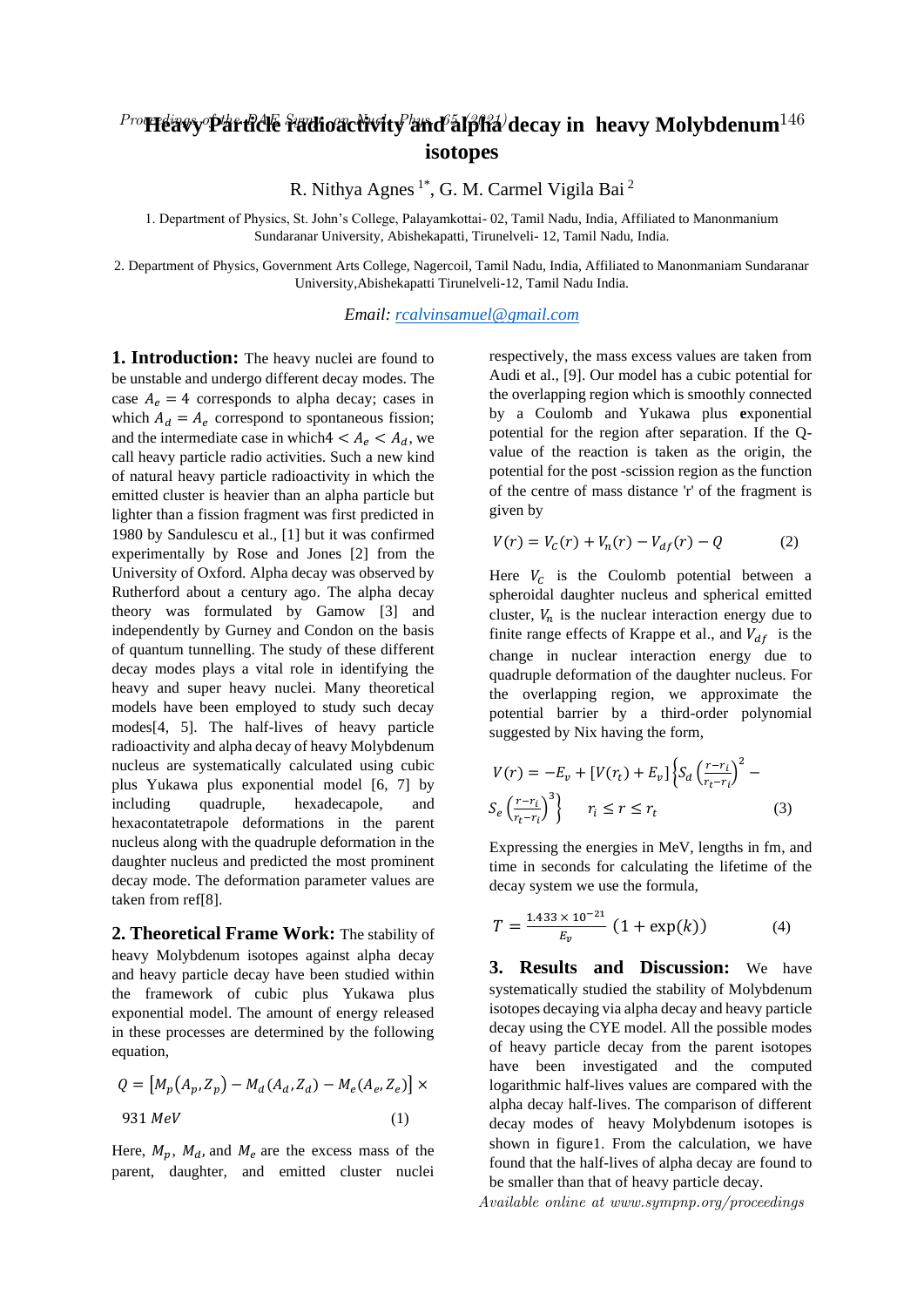# Heavy Particle radioactivity and alpha decay in heavy Molybdenum isotopes

R. Nithya Agnes [1*], G. M. Carmel Vigila Bai [2]

1. Department of Physics, St. John's College, Palayamkottai- 02, Tamil Nadu, India, Affiliated to Manonmanium Sundaranar University, Abishekapatti, Tirunelveli- 12, Tamil Nadu, India.

2. Department of Physics, Government Arts College, Nagercoil, Tamil Nadu, India, Affiliated to Manonmaniam Sundaranar University,Abishekapatti Tirunelveli-12, Tamil Nadu India.

*Email: rcalvinsamuel@gmail.com*

## 1. Introduction:

The heavy nuclei are found to be unstable and undergo different decay modes. The case $A_e = 4$ corresponds to alpha decay; cases in which $A_d = A_e$ correspond to spontaneous fission; and the intermediate case in which $4 < A_e < A_d$, we call heavy particle radio activities. Such a new kind of natural heavy particle radioactivity in which the emitted cluster is heavier than an alpha particle but lighter than a fission fragment was first predicted in 1980 by Sandulescu et al., [1] but it was confirmed experimentally by Rose and Jones [2] from the University of Oxford. Alpha decay was observed by Rutherford about a century ago. The alpha decay theory was formulated by Gamow [3] and independently by Gurney and Condon on the basis of quantum tunnelling. The study of these different decay modes plays a vital role in identifying the heavy and super heavy nuclei. Many theoretical models have been employed to study such decay modes[4, 5]. The half-lives of heavy particle radioactivity and alpha decay of heavy Molybdenum nucleus are systematically calculated using cubic plus Yukawa plus exponential model [6, 7] by including quadruple, hexadecapole, and hexacontatetrapole deformations in the parent nucleus along with the quadruple deformation in the daughter nucleus and predicted the most prominent decay mode. The deformation parameter values are taken from ref[8].

## 2. Theoretical Frame Work:

The stability of heavy Molybdenum isotopes against alpha decay and heavy particle decay have been studied within the framework of cubic plus Yukawa plus exponential model. The amount of energy released in these processes are determined by the following equation,

$$Q = \left[M_p(A_p, Z_p) - M_d(A_d, Z_d) - M_e(A_e, Z_e)\right] \times 931\ MeV \qquad (1)$$

Here, $M_p$, $M_d$, and $M_e$ are the excess mass of the parent, daughter, and emitted cluster nuclei respectively, the mass excess values are taken from Audi et al., [9]. Our model has a cubic potential for the overlapping region which is smoothly connected by a Coulomb and Yukawa plus **e**xponential potential for the region after separation. If the Q-value of the reaction is taken as the origin, the potential for the post -scission region as the function of the centre of mass distance 'r' of the fragment is given by

$$V(r) = V_C(r) + V_n(r) - V_{df}(r) - Q \qquad (2)$$

Here $V_C$ is the Coulomb potential between a spheroidal daughter nucleus and spherical emitted cluster, $V_n$ is the nuclear interaction energy due to finite range effects of Krappe et al., and $V_{df}$ is the change in nuclear interaction energy due to quadruple deformation of the daughter nucleus. For the overlapping region, we approximate the potential barrier by a third-order polynomial suggested by Nix having the form,

$$V(r) = -E_v + [V(r_t) + E_v]\left\{S_d\left(\frac{r-r_i}{r_t-r_i}\right)^2 - S_e\left(\frac{r-r_i}{r_t-r_i}\right)^3\right\} \qquad r_i \le r \le r_t \qquad (3)$$

Expressing the energies in MeV, lengths in fm, and time in seconds for calculating the lifetime of the decay system we use the formula,

$$T = \frac{1.433 \times 10^{-21}}{E_v}\,(1 + \exp(k)) \qquad (4)$$

## 3. Results and Discussion:

We have systematically studied the stability of Molybdenum isotopes decaying via alpha decay and heavy particle decay using the CYE model. All the possible modes of heavy particle decay from the parent isotopes have been investigated and the computed logarithmic half-lives values are compared with the alpha decay half-lives. The comparison of different decay modes of heavy Molybdenum isotopes is shown in figure1. From the calculation, we have found that the half-lives of alpha decay are found to be smaller than that of heavy particle decay.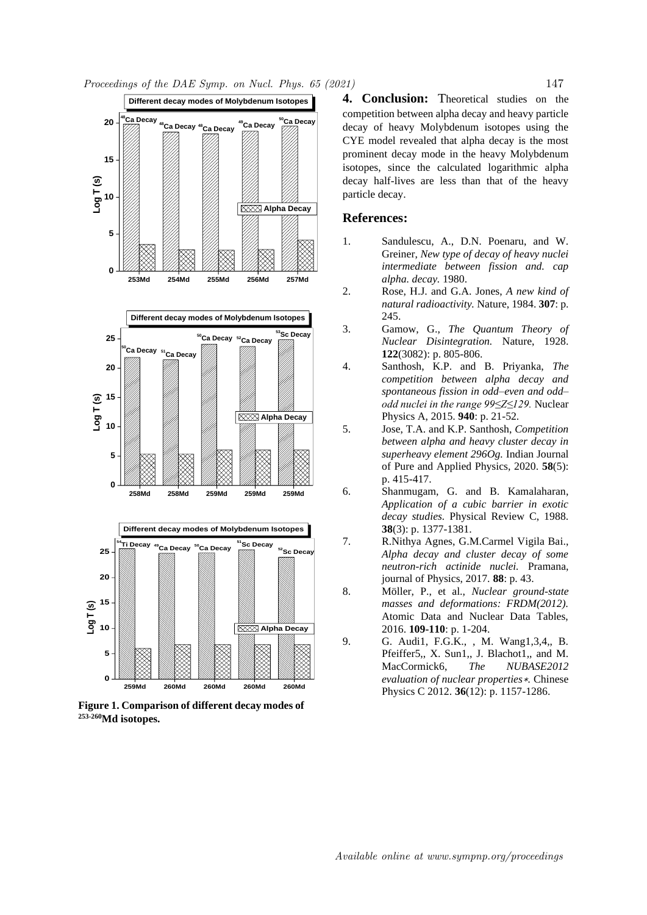Different decay modes of Molybdenum Isotopes

Log T (s)

0
5
10
15
20

$^{48}$Ca Decay
$^{48}$Ca Decay
$^{48}$Ca Decay
$^{49}$Ca Decay
$^{50}$Ca Decay

Alpha Decay

253Md 254Md 255Md 256Md 257Md

Different decay modes of Molybdenum Isotopes

Log T (s)

0
5
10
15
20
25

$^{50}$Ca Decay
$^{51}$Ca Decay
$^{50}$Ca Decay
$^{52}$Ca Decay
$^{53}$Sc Decay

Alpha Decay

258Md 258Md 259Md 259Md 259Md

Different decay modes of Molybdenum Isotopes

Log T (s)

0
5
10
15
20
25

$^{54}$Ti Decay
$^{49}$Ca Decay
$^{50}$Ca Decay
$^{51}$Sc Decay
$^{52}$Sc Decay

Alpha Decay

259Md 260Md 260Md 260Md 260Md

**Figure 1. Comparison of different decay modes of $^{253-260}$Md isotopes.**

## 4. Conclusion:

Theoretical studies on the competition between alpha decay and heavy particle decay of heavy Molybdenum isotopes using the CYE model revealed that alpha decay is the most prominent decay mode in the heavy Molybdenum isotopes, since the calculated logarithmic alpha decay half-lives are less than that of the heavy particle decay.

## References:

1. Sandulescu, A., D.N. Poenaru, and W. Greiner, *New type of decay of heavy nuclei intermediate between fission and. cap alpha. decay.* 1980.
2. Rose, H.J. and G.A. Jones, *A new kind of natural radioactivity.* Nature, 1984. **307**: p. 245.
3. Gamow, G., *The Quantum Theory of Nuclear Disintegration.* Nature, 1928. **122**(3082): p. 805-806.
4. Santhosh, K.P. and B. Priyanka, *The competition between alpha decay and spontaneous fission in odd–even and odd–odd nuclei in the range 99≤Z≤129.* Nuclear Physics A, 2015. **940**: p. 21-52.
5. Jose, T.A. and K.P. Santhosh, *Competition between alpha and heavy cluster decay in superheavy element 296Og.* Indian Journal of Pure and Applied Physics, 2020. **58**(5): p. 415-417.
6. Shanmugam, G. and B. Kamalaharan, *Application of a cubic barrier in exotic decay studies.* Physical Review C, 1988. **38**(3): p. 1377-1381.
7. R.Nithya Agnes, G.M.Carmel Vigila Bai., *Alpha decay and cluster decay of some neutron-rich actinide nuclei.* Pramana, journal of Physics, 2017. **88**: p. 43.
8. Möller, P., et al., *Nuclear ground-state masses and deformations: FRDM(2012).* Atomic Data and Nuclear Data Tables, 2016. **109-110**: p. 1-204.
9. G. Audi1, F.G.K., , M. Wang1,3,4,, B. Pfeiffer5,, X. Sun1,, J. Blachot1,, and M. MacCormick6, *The NUBASE2012 evaluation of nuclear properties∗.* Chinese Physics C 2012. **36**(12): p. 1157-1286.